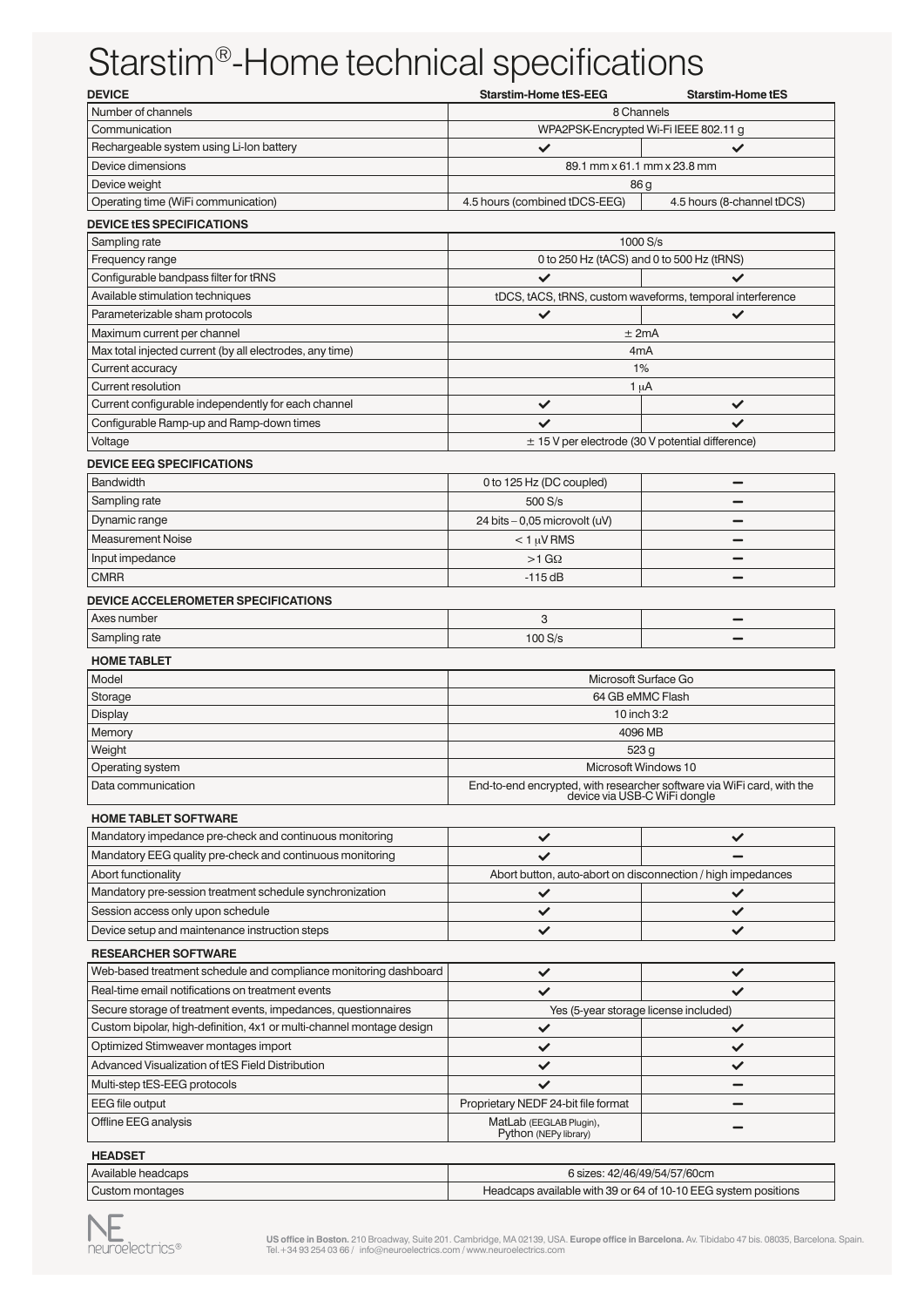# Starstim®-Home technical specifications

| DEVICE | Starstim-Home tES-EEG | Starstim-Home tES |
|---|---|---|
| Number of channels | 8 Channels | |
| Communication | WPA2PSK-Encrypted Wi-Fi IEEE 802.11 g | |
| Rechargeable system using Li-Ion battery | ✔ | ✔ |
| Device dimensions | 89.1 mm x 61.1 mm x 23.8 mm | |
| Device weight | 86 g | |
| Operating time (WiFi communication) | 4.5 hours (combined tDCS-EEG) | 4.5 hours (8-channel tDCS) |
| **DEVICE tES SPECIFICATIONS** | | |
| Sampling rate | 1000 S/s | |
| Frequency range | 0 to 250 Hz (tACS) and 0 to 500 Hz (tRNS) | |
| Configurable bandpass filter for tRNS | ✔ | ✔ |
| Available stimulation techniques | tDCS, tACS, tRNS, custom waveforms, temporal interference | |
| Parameterizable sham protocols | ✔ | ✔ |
| Maximum current per channel | ± 2mA | |
| Max total injected current (by all electrodes, any time) | 4mA | |
| Current accuracy | 1% | |
| Current resolution | 1 μA | |
| Current configurable independently for each channel | ✔ | ✔ |
| Configurable Ramp-up and Ramp-down times | ✔ | ✔ |
| Voltage | ± 15 V per electrode (30 V potential difference) | |
| **DEVICE EEG SPECIFICATIONS** | | |
| Bandwidth | 0 to 125 Hz (DC coupled) | – |
| Sampling rate | 500 S/s | – |
| Dynamic range | 24 bits – 0,05 microvolt (uV) | – |
| Measurement Noise | < 1 μV RMS | – |
| Input impedance | >1 GΩ | – |
| CMRR | -115 dB | – |
| **DEVICE ACCELEROMETER SPECIFICATIONS** | | |
| Axes number | 3 | – |
| Sampling rate | 100 S/s | – |
| **HOME TABLET** | | |
| Model | Microsoft Surface Go | |
| Storage | 64 GB eMMC Flash | |
| Display | 10 inch 3:2 | |
| Memory | 4096 MB | |
| Weight | 523 g | |
| Operating system | Microsoft Windows 10 | |
| Data communication | End-to-end encrypted, with researcher software via WiFi card, with the device via USB-C WiFi dongle | |
| **HOME TABLET SOFTWARE** | | |
| Mandatory impedance pre-check and continuous monitoring | ✔ | ✔ |
| Mandatory EEG quality pre-check and continuous monitoring | ✔ | – |
| Abort functionality | Abort button, auto-abort on disconnection / high impedances | |
| Mandatory pre-session treatment schedule synchronization | ✔ | ✔ |
| Session access only upon schedule | ✔ | ✔ |
| Device setup and maintenance instruction steps | ✔ | ✔ |
| **RESEARCHER SOFTWARE** | | |
| Web-based treatment schedule and compliance monitoring dashboard | ✔ | ✔ |
| Real-time email notifications on treatment events | ✔ | ✔ |
| Secure storage of treatment events, impedances, questionnaires | Yes (5-year storage license included) | |
| Custom bipolar, high-definition, 4x1 or multi-channel montage design | ✔ | ✔ |
| Optimized Stimweaver montages import | ✔ | ✔ |
| Advanced Visualization of tES Field Distribution | ✔ | ✔ |
| Multi-step tES-EEG protocols | ✔ | – |
| EEG file output | Proprietary NEDF 24-bit file format | – |
| Offline EEG analysis | MatLab (EEGLAB Plugin), Python (NEPy library) | – |
| **HEADSET** | | |
| Available headcaps | 6 sizes: 42/46/49/54/57/60cm | |
| Custom montages | Headcaps available with 39 or 64 of 10-10 EEG system positions | |

NE neuroelectrics®

**US office in Boston.** 210 Broadway, Suite 201. Cambridge, MA 02139, USA. **Europe office in Barcelona.** Av. Tibidabo 47 bis. 08035, Barcelona. Spain. Tel. +34 93 254 03 66 / info@neuroelectrics.com / www.neuroelectrics.com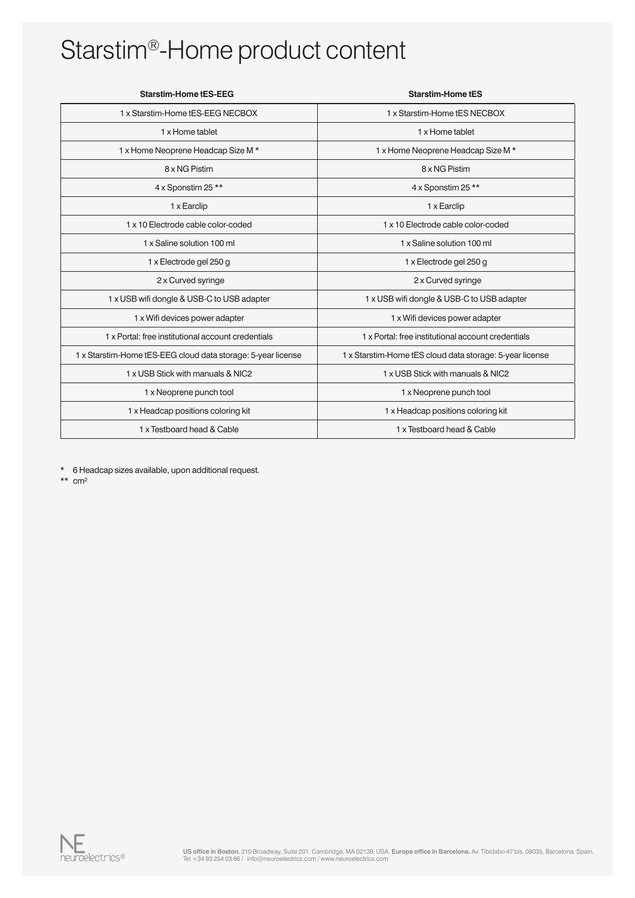# Starstim®-Home product content

| Starstim-Home tES-EEG | Starstim-Home tES |
|---|---|
| 1 x Starstim-Home tES-EEG NECBOX | 1 x Starstim-Home tES NECBOX |
| 1 x Home tablet | 1 x Home tablet |
| 1 x Home Neoprene Headcap Size M * | 1 x Home Neoprene Headcap Size M * |
| 8 x NG Pistim | 8 x NG Pistim |
| 4 x Sponstim 25 ** | 4 x Sponstim 25 ** |
| 1 x Earclip | 1 x Earclip |
| 1 x 10 Electrode cable color-coded | 1 x 10 Electrode cable color-coded |
| 1 x Saline solution 100 ml | 1 x Saline solution 100 ml |
| 1 x Electrode gel 250 g | 1 x Electrode gel 250 g |
| 2 x Curved syringe | 2 x Curved syringe |
| 1 x USB wifi dongle & USB-C to USB adapter | 1 x USB wifi dongle & USB-C to USB adapter |
| 1 x Wifi devices power adapter | 1 x Wifi devices power adapter |
| 1 x Portal: free institutional account credentials | 1 x Portal: free institutional account credentials |
| 1 x Starstim-Home tES-EEG cloud data storage: 5-year license | 1 x Starstim-Home tES cloud data storage: 5-year license |
| 1 x USB Stick with manuals & NIC2 | 1 x USB Stick with manuals & NIC2 |
| 1 x Neoprene punch tool | 1 x Neoprene punch tool |
| 1 x Headcap positions coloring kit | 1 x Headcap positions coloring kit |
| 1 x Testboard head & Cable | 1 x Testboard head & Cable |

\* 6 Headcap sizes available, upon additional request.

** $cm^2$

neuroelectrics®

**US office in Boston.** 210 Broadway, Suite 201. Cambridge, MA 02139, USA. **Europe office in Barcelona.** Av. Tibidabo 47 bis. 08035, Barcelona. Spain.
Tel. +34 93 254 03 66 / info@neuroelectrics.com / www.neuroelectrics.com